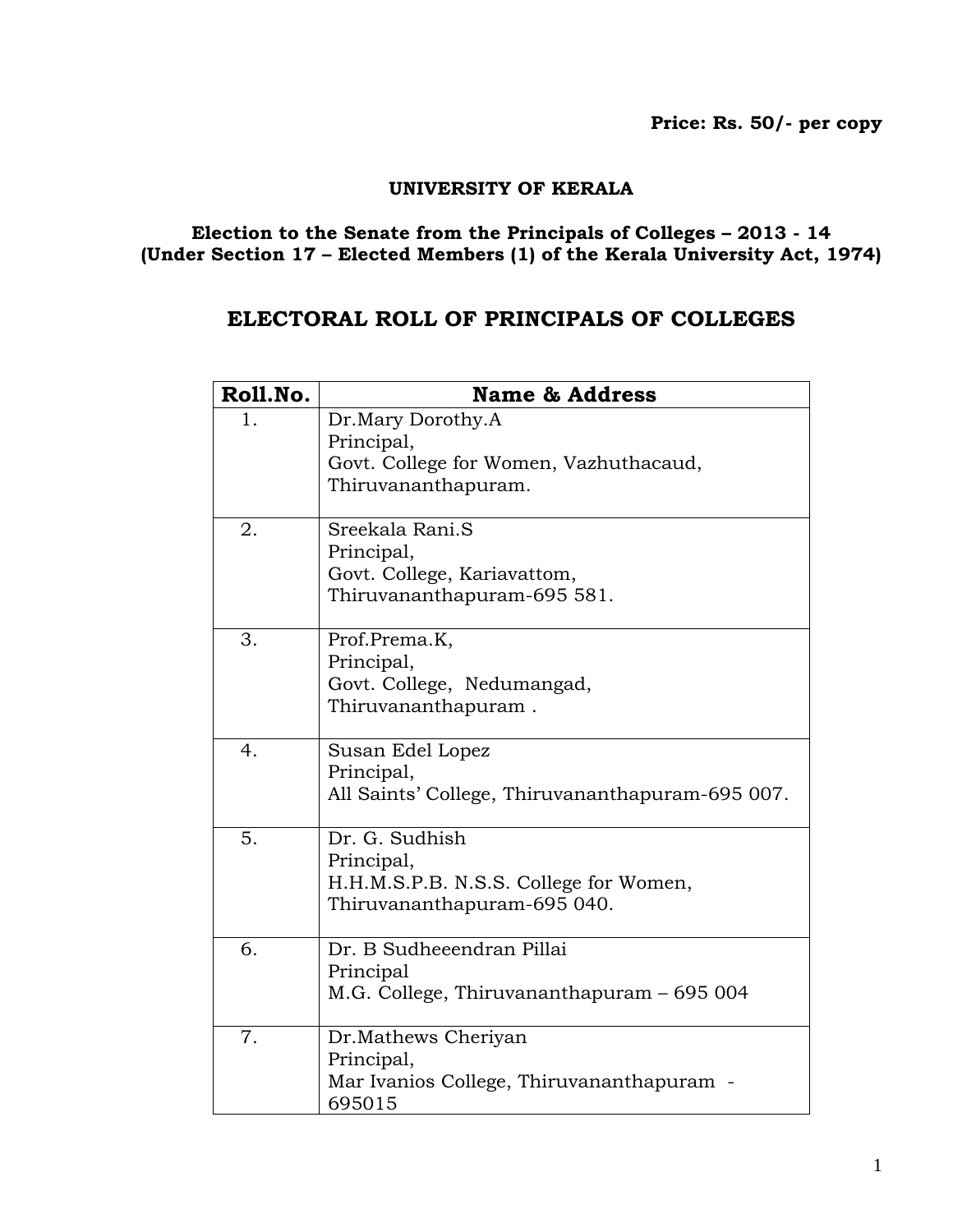**Price: Rs. 50/- per copy**

**UNIVERSITY OF KERALA**

**Election to the Senate from the Principals of Colleges – 2013 - 14**
**(Under Section 17 – Elected Members (1) of the Kerala University Act, 1974)**

## ELECTORAL ROLL OF PRINCIPALS OF COLLEGES

| Roll.No. | Name & Address |
|---|---|
| 1. | Dr.Mary Dorothy.A<br>Principal,<br>Govt. College for Women, Vazhuthacaud,<br>Thiruvananthapuram. |
| 2. | Sreekala Rani.S<br>Principal,<br>Govt. College, Kariavattom,<br>Thiruvananthapuram-695 581. |
| 3. | Prof.Prema.K,<br>Principal,<br>Govt. College, Nedumangad,<br>Thiruvananthapuram . |
| 4. | Susan Edel Lopez<br>Principal,<br>All Saints' College, Thiruvananthapuram-695 007. |
| 5. | Dr. G. Sudhish<br>Principal,<br>H.H.M.S.P.B. N.S.S. College for Women,<br>Thiruvananthapuram-695 040. |
| 6. | Dr. B Sudheeendran Pillai<br>Principal<br>M.G. College, Thiruvananthapuram – 695 004 |
| 7. | Dr.Mathews Cheriyan<br>Principal,<br>Mar Ivanios College, Thiruvananthapuram -<br>695015 |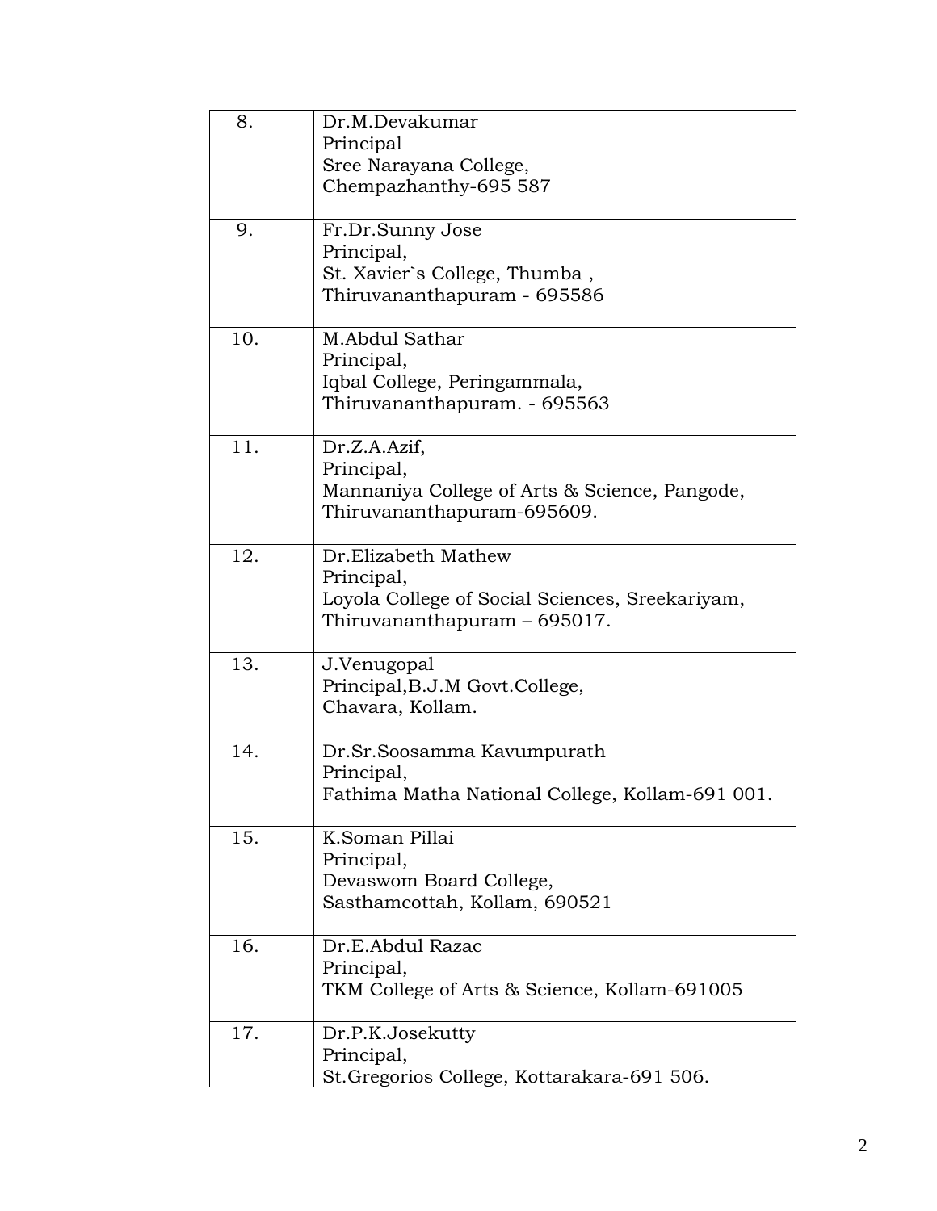| | |
|---|---|
| 8. | Dr.M.Devakumar<br>Principal<br>Sree Narayana College,<br>Chempazhanthy-695 587 |
| 9. | Fr.Dr.Sunny Jose<br>Principal,<br>St. Xavier`s College, Thumba ,<br>Thiruvananthapuram - 695586 |
| 10. | M.Abdul Sathar<br>Principal,<br>Iqbal College, Peringammala,<br>Thiruvananthapuram. - 695563 |
| 11. | Dr.Z.A.Azif,<br>Principal,<br>Mannaniya College of Arts & Science, Pangode,<br>Thiruvananthapuram-695609. |
| 12. | Dr.Elizabeth Mathew<br>Principal,<br>Loyola College of Social Sciences, Sreekariyam,<br>Thiruvananthapuram – 695017. |
| 13. | J.Venugopal<br>Principal,B.J.M Govt.College,<br>Chavara, Kollam. |
| 14. | Dr.Sr.Soosamma Kavumpurath<br>Principal,<br>Fathima Matha National College, Kollam-691 001. |
| 15. | K.Soman Pillai<br>Principal,<br>Devaswom Board College,<br>Sasthamcottah, Kollam, 690521 |
| 16. | Dr.E.Abdul Razac<br>Principal,<br>TKM College of Arts & Science, Kollam-691005 |
| 17. | Dr.P.K.Josekutty<br>Principal,<br>St.Gregorios College, Kottarakara-691 506. |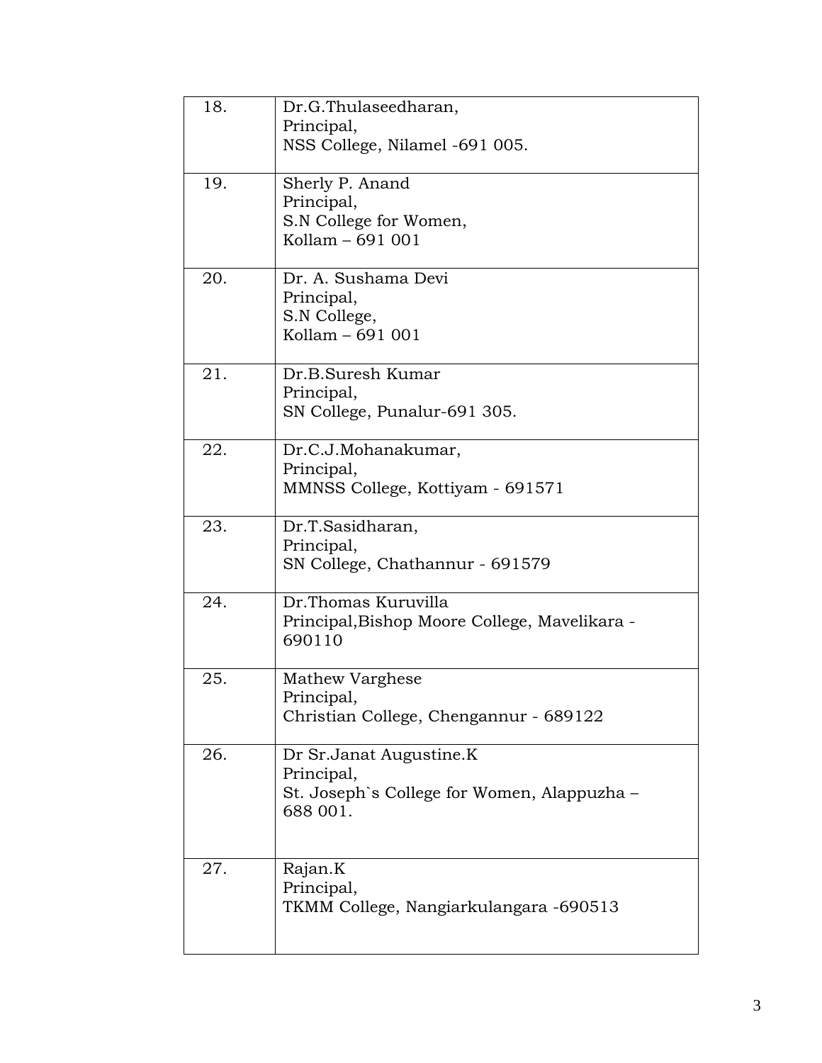| | |
|---|---|
| 18. | Dr.G.Thulaseedharan,<br>Principal,<br>NSS College, Nilamel -691 005. |
| 19. | Sherly P. Anand<br>Principal,<br>S.N College for Women,<br>Kollam – 691 001 |
| 20. | Dr. A. Sushama Devi<br>Principal,<br>S.N College,<br>Kollam – 691 001 |
| 21. | Dr.B.Suresh Kumar<br>Principal,<br>SN College, Punalur-691 305. |
| 22. | Dr.C.J.Mohanakumar,<br>Principal,<br>MMNSS College, Kottiyam - 691571 |
| 23. | Dr.T.Sasidharan,<br>Principal,<br>SN College, Chathannur - 691579 |
| 24. | Dr.Thomas Kuruvilla<br>Principal,Bishop Moore College, Mavelikara - 690110 |
| 25. | Mathew Varghese<br>Principal,<br>Christian College, Chengannur - 689122 |
| 26. | Dr Sr.Janat Augustine.K<br>Principal,<br>St. Joseph`s College for Women, Alappuzha – 688 001. |
| 27. | Rajan.K<br>Principal,<br>TKMM College, Nangiarkulangara -690513 |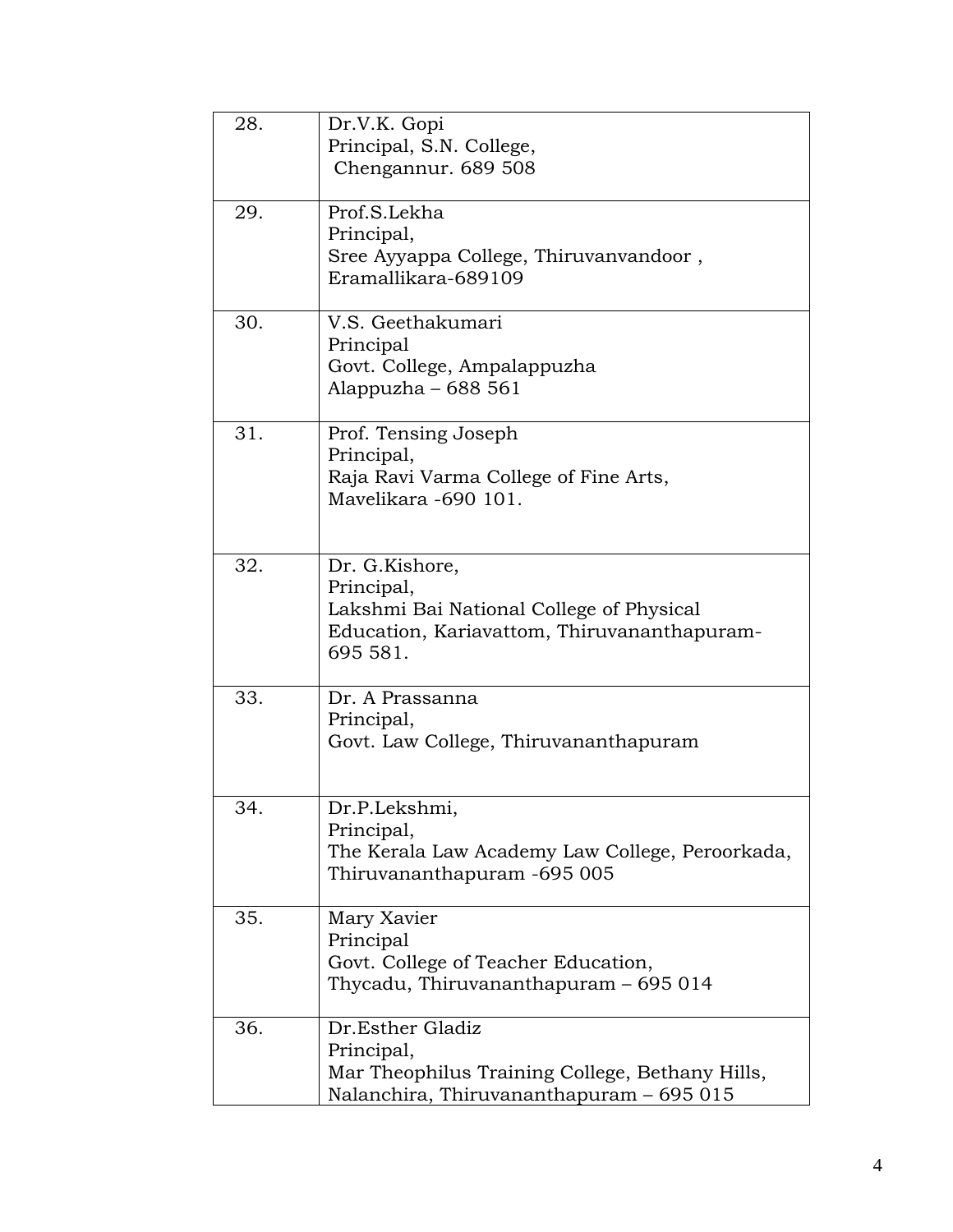| | |
|---|---|
| 28. | Dr.V.K. Gopi<br>Principal, S.N. College,<br>Chengannur. 689 508 |
| 29. | Prof.S.Lekha<br>Principal,<br>Sree Ayyappa College, Thiruvanvandoor ,<br>Eramallikara-689109 |
| 30. | V.S. Geethakumari<br>Principal<br>Govt. College, Ampalappuzha<br>Alappuzha – 688 561 |
| 31. | Prof. Tensing Joseph<br>Principal,<br>Raja Ravi Varma College of Fine Arts,<br>Mavelikara -690 101. |
| 32. | Dr. G.Kishore,<br>Principal,<br>Lakshmi Bai National College of Physical Education, Kariavattom, Thiruvananthapuram-695 581. |
| 33. | Dr. A Prassanna<br>Principal,<br>Govt. Law College, Thiruvananthapuram |
| 34. | Dr.P.Lekshmi,<br>Principal,<br>The Kerala Law Academy Law College, Peroorkada,<br>Thiruvananthapuram -695 005 |
| 35. | Mary Xavier<br>Principal<br>Govt. College of Teacher Education,<br>Thycadu, Thiruvananthapuram – 695 014 |
| 36. | Dr.Esther Gladiz<br>Principal,<br>Mar Theophilus Training College, Bethany Hills,<br>Nalanchira, Thiruvananthapuram – 695 015 |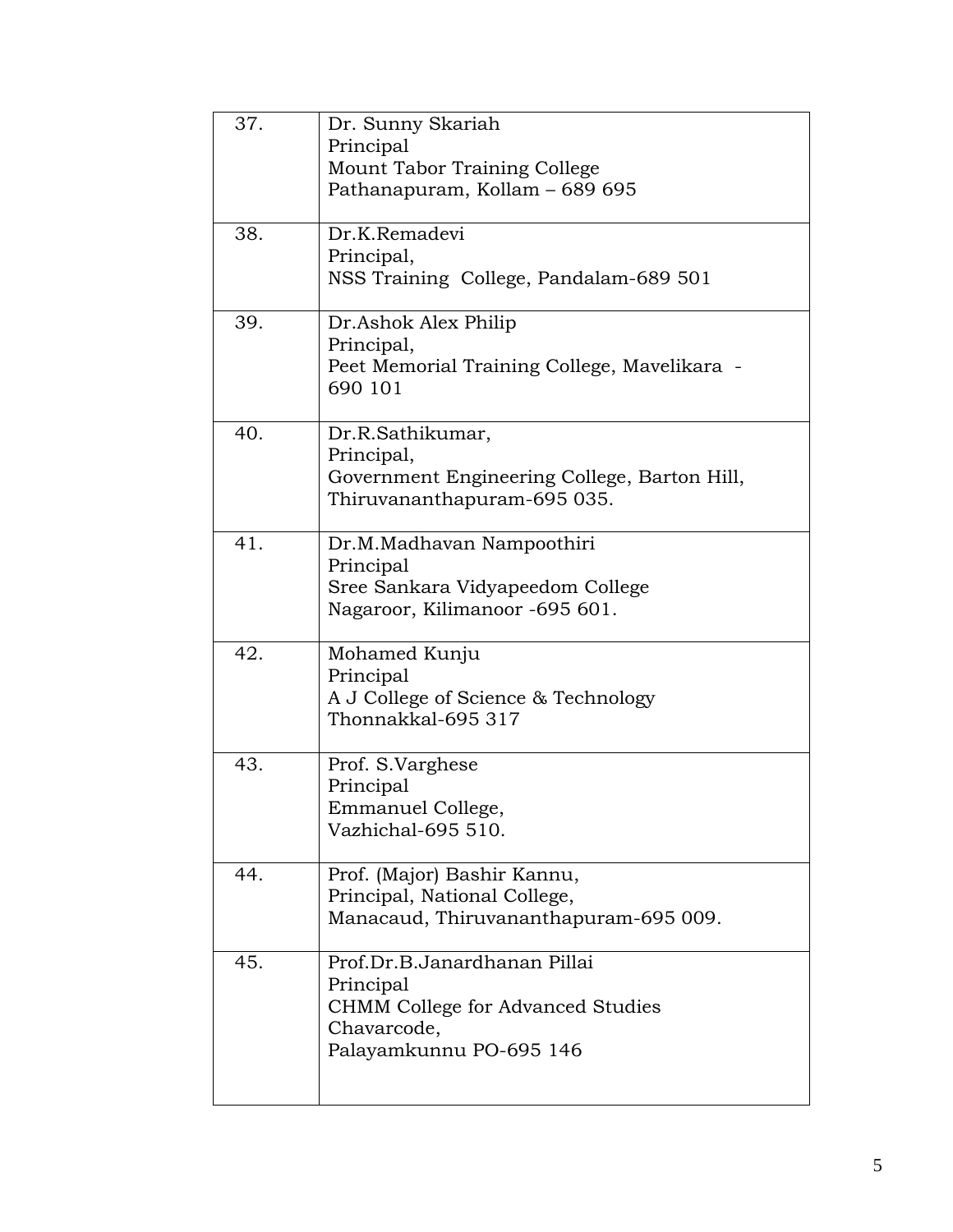| | |
|---|---|
| 37. | Dr. Sunny Skariah<br>Principal<br>Mount Tabor Training College<br>Pathanapuram, Kollam – 689 695 |
| 38. | Dr.K.Remadevi<br>Principal,<br>NSS Training College, Pandalam-689 501 |
| 39. | Dr.Ashok Alex Philip<br>Principal,<br>Peet Memorial Training College, Mavelikara - 690 101 |
| 40. | Dr.R.Sathikumar,<br>Principal,<br>Government Engineering College, Barton Hill, Thiruvananthapuram-695 035. |
| 41. | Dr.M.Madhavan Nampoothiri<br>Principal<br>Sree Sankara Vidyapeedom College<br>Nagaroor, Kilimanoor -695 601. |
| 42. | Mohamed Kunju<br>Principal<br>A J College of Science & Technology<br>Thonnakkal-695 317 |
| 43. | Prof. S.Varghese<br>Principal<br>Emmanuel College,<br>Vazhichal-695 510. |
| 44. | Prof. (Major) Bashir Kannu,<br>Principal, National College,<br>Manacaud, Thiruvananthapuram-695 009. |
| 45. | Prof.Dr.B.Janardhanan Pillai<br>Principal<br>CHMM College for Advanced Studies<br>Chavarcode,<br>Palayamkunnu PO-695 146 |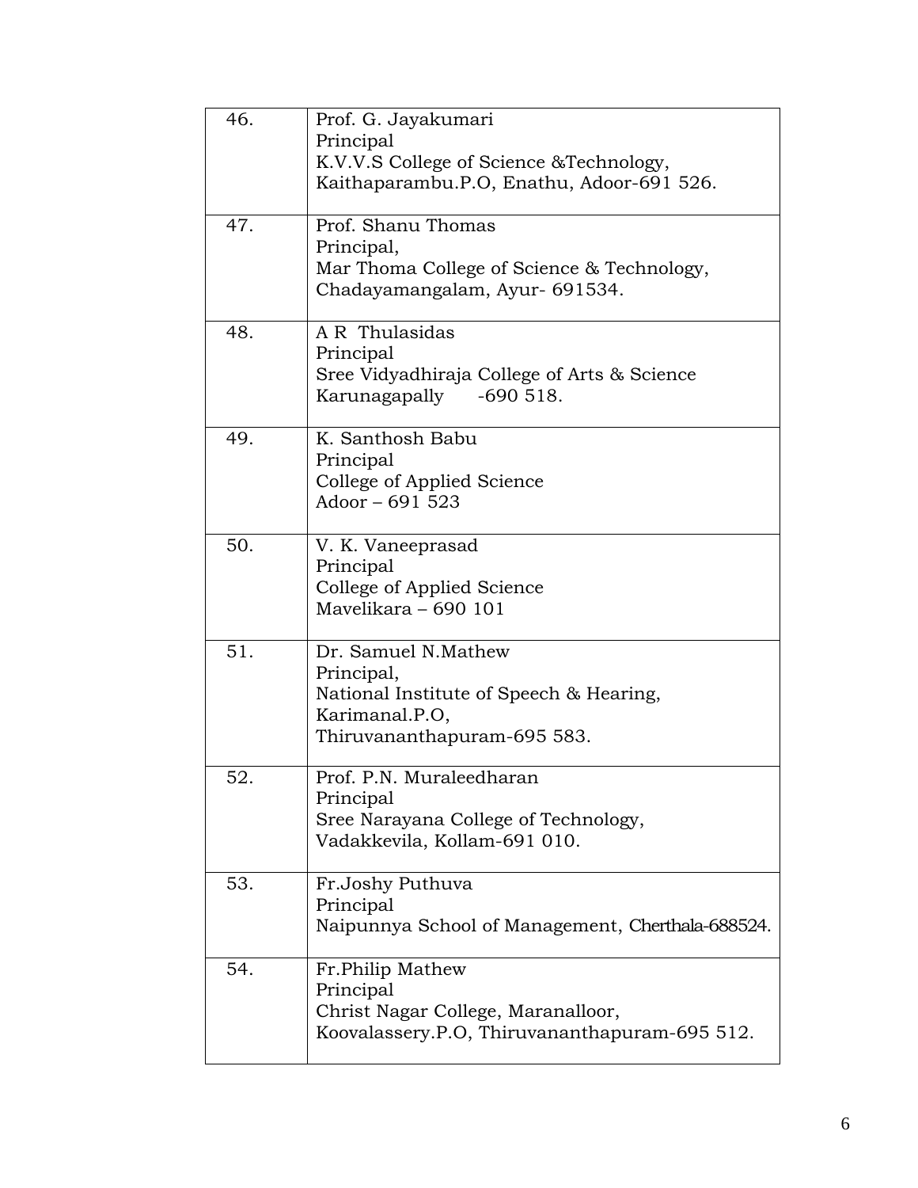| | |
|---|---|
| 46. | Prof. G. Jayakumari<br>Principal<br>K.V.V.S College of Science &Technology,<br>Kaithaparambu.P.O, Enathu, Adoor-691 526. |
| 47. | Prof. Shanu Thomas<br>Principal,<br>Mar Thoma College of Science & Technology,<br>Chadayamangalam, Ayur- 691534. |
| 48. | A R Thulasidas<br>Principal<br>Sree Vidyadhiraja College of Arts & Science<br>Karunagapally -690 518. |
| 49. | K. Santhosh Babu<br>Principal<br>College of Applied Science<br>Adoor – 691 523 |
| 50. | V. K. Vaneeprasad<br>Principal<br>College of Applied Science<br>Mavelikara – 690 101 |
| 51. | Dr. Samuel N.Mathew<br>Principal,<br>National Institute of Speech & Hearing,<br>Karimanal.P.O,<br>Thiruvananthapuram-695 583. |
| 52. | Prof. P.N. Muraleedharan<br>Principal<br>Sree Narayana College of Technology,<br>Vadakkevila, Kollam-691 010. |
| 53. | Fr.Joshy Puthuva<br>Principal<br>Naipunnya School of Management, Cherthala-688524. |
| 54. | Fr.Philip Mathew<br>Principal<br>Christ Nagar College, Maranalloor,<br>Koovalassery.P.O, Thiruvananthapuram-695 512. |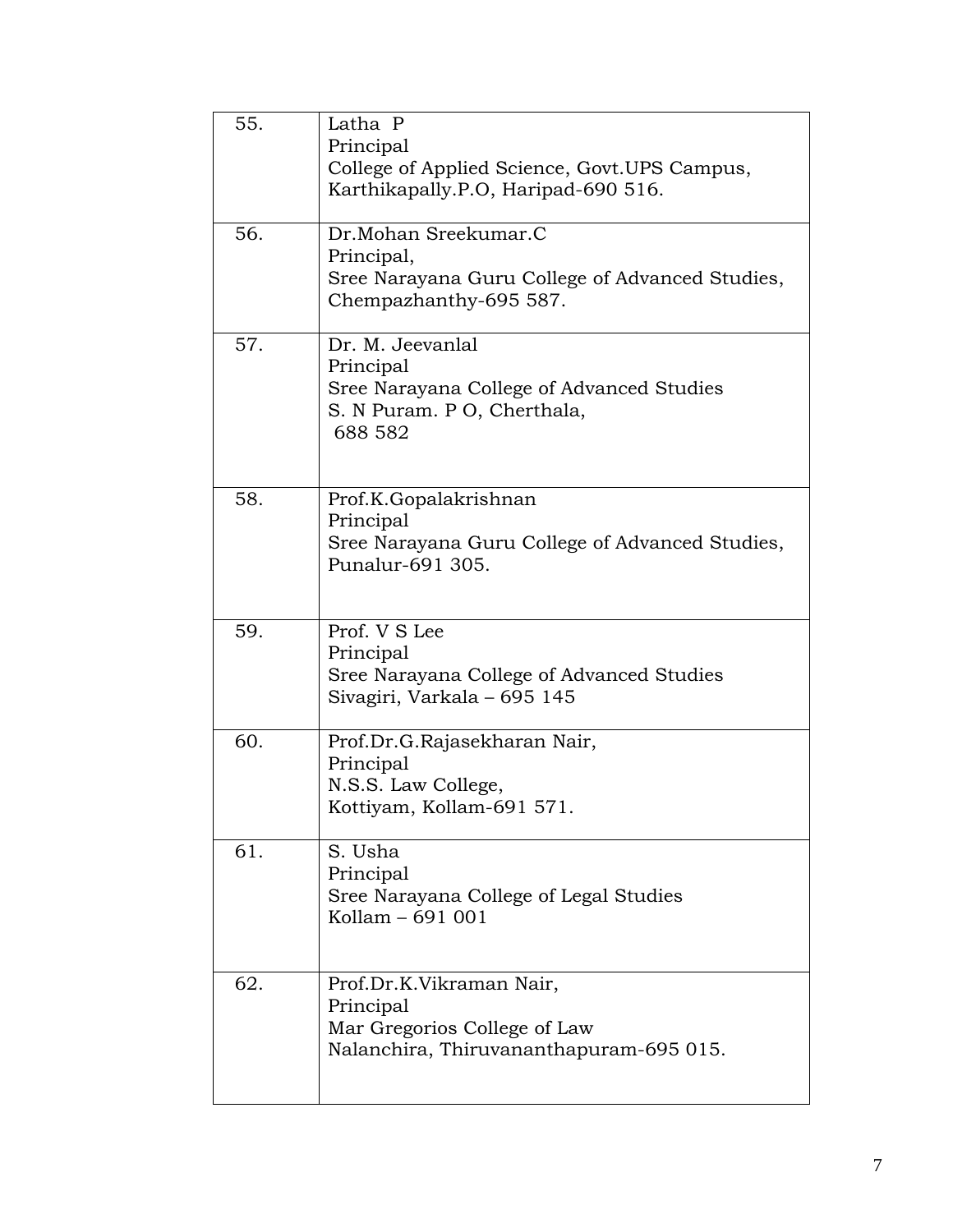| | |
|---|---|
| 55. | Latha P<br>Principal<br>College of Applied Science, Govt.UPS Campus,<br>Karthikapally.P.O, Haripad-690 516. |
| 56. | Dr.Mohan Sreekumar.C<br>Principal,<br>Sree Narayana Guru College of Advanced Studies,<br>Chempazhanthy-695 587. |
| 57. | Dr. M. Jeevanlal<br>Principal<br>Sree Narayana College of Advanced Studies<br>S. N Puram. P O, Cherthala,<br>688 582 |
| 58. | Prof.K.Gopalakrishnan<br>Principal<br>Sree Narayana Guru College of Advanced Studies,<br>Punalur-691 305. |
| 59. | Prof. V S Lee<br>Principal<br>Sree Narayana College of Advanced Studies<br>Sivagiri, Varkala – 695 145 |
| 60. | Prof.Dr.G.Rajasekharan Nair,<br>Principal<br>N.S.S. Law College,<br>Kottiyam, Kollam-691 571. |
| 61. | S. Usha<br>Principal<br>Sree Narayana College of Legal Studies<br>Kollam – 691 001 |
| 62. | Prof.Dr.K.Vikraman Nair,<br>Principal<br>Mar Gregorios College of Law<br>Nalanchira, Thiruvananthapuram-695 015. |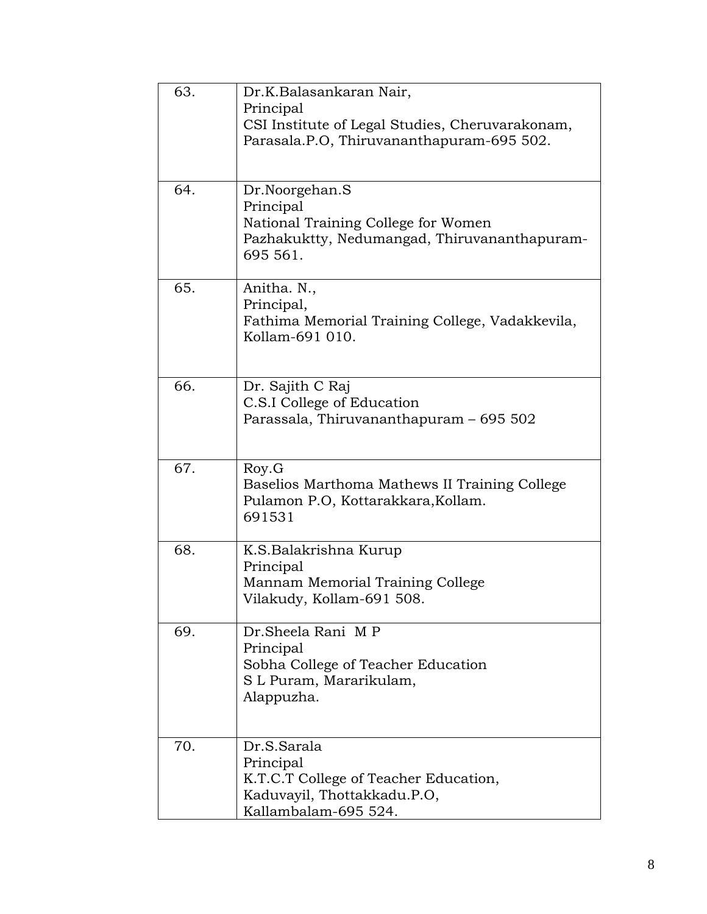| | |
|---|---|
| 63. | Dr.K.Balasankaran Nair,<br>Principal<br>CSI Institute of Legal Studies, Cheruvarakonam,<br>Parasala.P.O, Thiruvananthapuram-695 502. |
| 64. | Dr.Noorgehan.S<br>Principal<br>National Training College for Women<br>Pazhakuktty, Nedumangad, Thiruvananthapuram-695 561. |
| 65. | Anitha. N.,<br>Principal,<br>Fathima Memorial Training College, Vadakkevila,<br>Kollam-691 010. |
| 66. | Dr. Sajith C Raj<br>C.S.I College of Education<br>Parassala, Thiruvananthapuram – 695 502 |
| 67. | Roy.G<br>Baselios Marthoma Mathews II Training College<br>Pulamon P.O, Kottarakkara,Kollam.<br>691531 |
| 68. | K.S.Balakrishna Kurup<br>Principal<br>Mannam Memorial Training College<br>Vilakudy, Kollam-691 508. |
| 69. | Dr.Sheela Rani M P<br>Principal<br>Sobha College of Teacher Education<br>S L Puram, Mararikulam,<br>Alappuzha. |
| 70. | Dr.S.Sarala<br>Principal<br>K.T.C.T College of Teacher Education,<br>Kaduvayil, Thottakkadu.P.O,<br>Kallambalam-695 524. |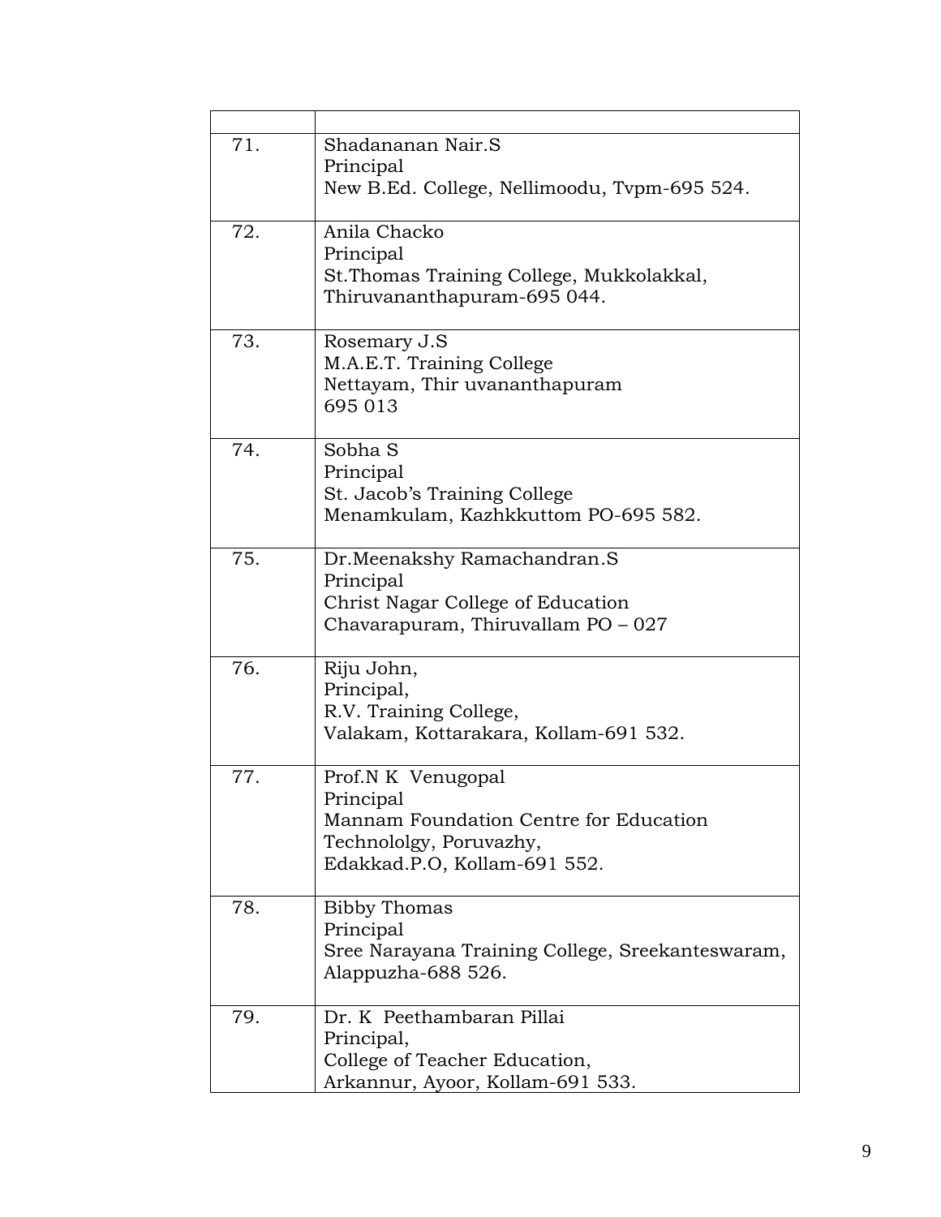| | |
|---|---|
| 71. | Shadananan Nair.S<br>Principal<br>New B.Ed. College, Nellimoodu, Tvpm-695 524. |
| 72. | Anila Chacko<br>Principal<br>St.Thomas Training College, Mukkolakkal,<br>Thiruvananthapuram-695 044. |
| 73. | Rosemary J.S<br>M.A.E.T. Training College<br>Nettayam, Thir uvananthapuram<br>695 013 |
| 74. | Sobha S<br>Principal<br>St. Jacob's Training College<br>Menamkulam, Kazhkkuttom PO-695 582. |
| 75. | Dr.Meenakshy Ramachandran.S<br>Principal<br>Christ Nagar College of Education<br>Chavarapuram, Thiruvallam PO – 027 |
| 76. | Riju John,<br>Principal,<br>R.V. Training College,<br>Valakam, Kottarakara, Kollam-691 532. |
| 77. | Prof.N K Venugopal<br>Principal<br>Mannam Foundation Centre for Education<br>Technololgy, Poruvazhy,<br>Edakkad.P.O, Kollam-691 552. |
| 78. | Bibby Thomas<br>Principal<br>Sree Narayana Training College, Sreekanteswaram,<br>Alappuzha-688 526. |
| 79. | Dr. K Peethambaran Pillai<br>Principal,<br>College of Teacher Education,<br>Arkannur, Ayoor, Kollam-691 533. |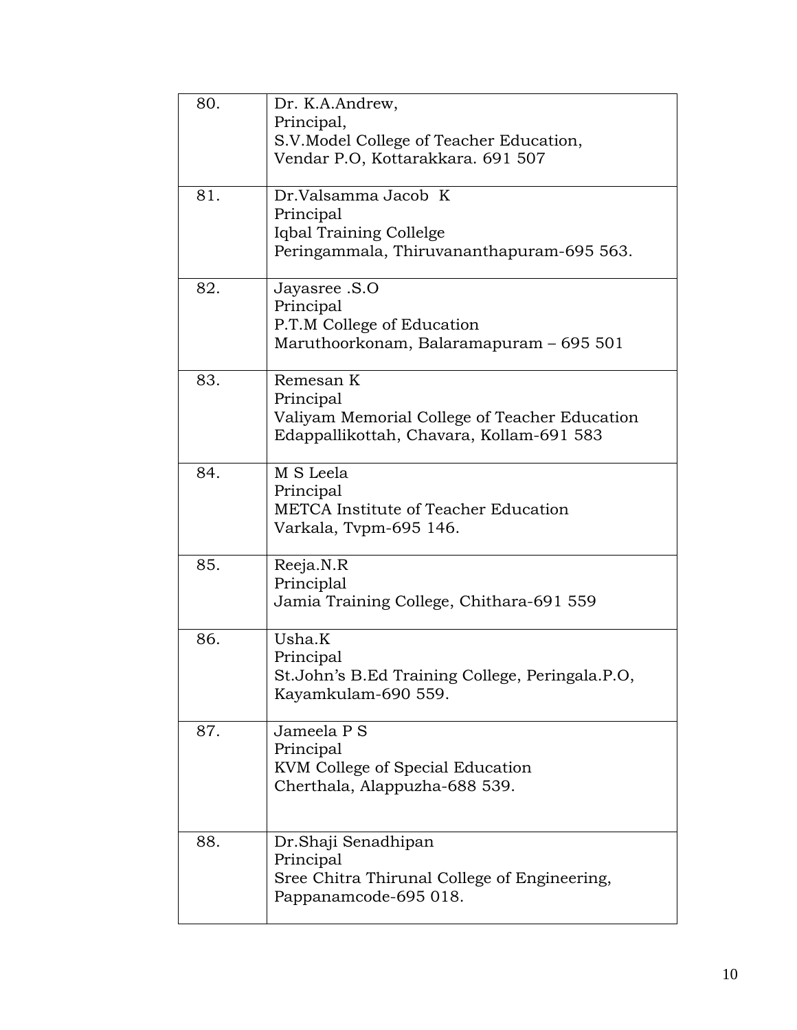| | |
|---|---|
| 80. | Dr. K.A.Andrew,<br>Principal,<br>S.V.Model College of Teacher Education,<br>Vendar P.O, Kottarakkara. 691 507 |
| 81. | Dr.Valsamma Jacob K<br>Principal<br>Iqbal Training Collelge<br>Peringammala, Thiruvananthapuram-695 563. |
| 82. | Jayasree .S.O<br>Principal<br>P.T.M College of Education<br>Maruthoorkonam, Balaramapuram – 695 501 |
| 83. | Remesan K<br>Principal<br>Valiyam Memorial College of Teacher Education<br>Edappallikottah, Chavara, Kollam-691 583 |
| 84. | M S Leela<br>Principal<br>METCA Institute of Teacher Education<br>Varkala, Tvpm-695 146. |
| 85. | Reeja.N.R<br>Principlal<br>Jamia Training College, Chithara-691 559 |
| 86. | Usha.K<br>Principal<br>St.John's B.Ed Training College, Peringala.P.O,<br>Kayamkulam-690 559. |
| 87. | Jameela P S<br>Principal<br>KVM College of Special Education<br>Cherthala, Alappuzha-688 539. |
| 88. | Dr.Shaji Senadhipan<br>Principal<br>Sree Chitra Thirunal College of Engineering,<br>Pappanamcode-695 018. |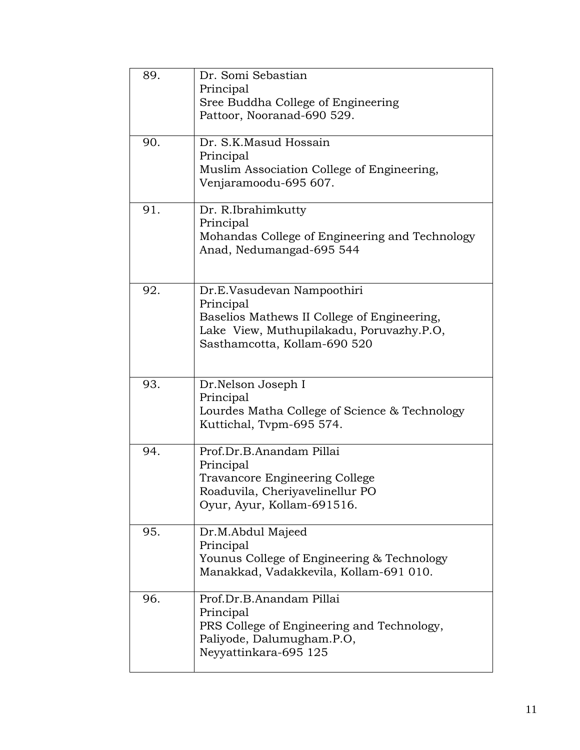| | |
|---|---|
| 89. | Dr. Somi Sebastian<br>Principal<br>Sree Buddha College of Engineering<br>Pattoor, Nooranad-690 529. |
| 90. | Dr. S.K.Masud Hossain<br>Principal<br>Muslim Association College of Engineering,<br>Venjaramoodu-695 607. |
| 91. | Dr. R.Ibrahimkutty<br>Principal<br>Mohandas College of Engineering and Technology<br>Anad, Nedumangad-695 544 |
| 92. | Dr.E.Vasudevan Nampoothiri<br>Principal<br>Baselios Mathews II College of Engineering,<br>Lake View, Muthupilakadu, Poruvazhy.P.O,<br>Sasthamcotta, Kollam-690 520 |
| 93. | Dr.Nelson Joseph I<br>Principal<br>Lourdes Matha College of Science & Technology<br>Kuttichal, Tvpm-695 574. |
| 94. | Prof.Dr.B.Anandam Pillai<br>Principal<br>Travancore Engineering College<br>Roaduvila, Cheriyavelinellur PO<br>Oyur, Ayur, Kollam-691516. |
| 95. | Dr.M.Abdul Majeed<br>Principal<br>Younus College of Engineering & Technology<br>Manakkad, Vadakkevila, Kollam-691 010. |
| 96. | Prof.Dr.B.Anandam Pillai<br>Principal<br>PRS College of Engineering and Technology,<br>Paliyode, Dalumugham.P.O,<br>Neyyattinkara-695 125 |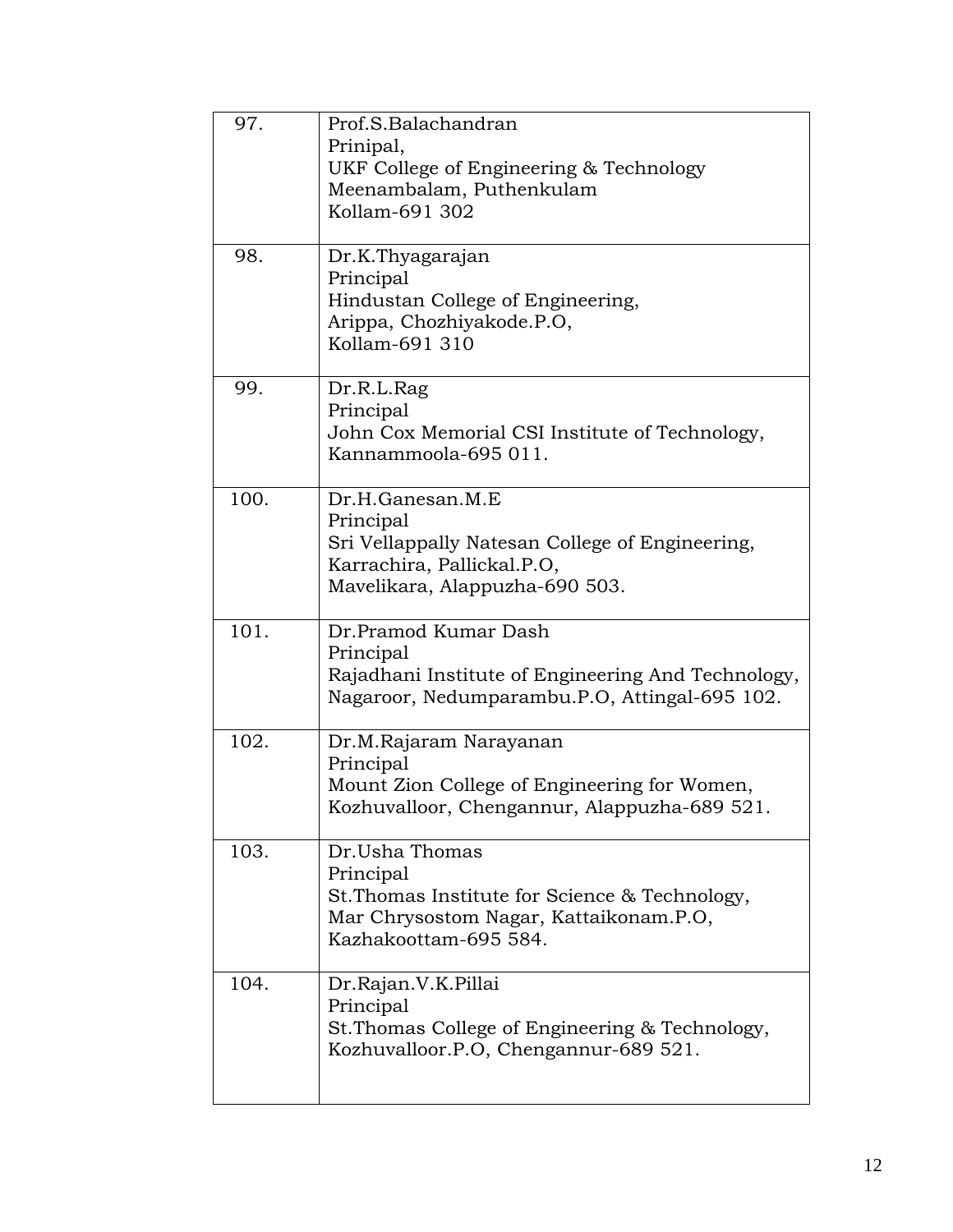| | |
|---|---|
| 97. | Prof.S.Balachandran<br>Prinipal,<br>UKF College of Engineering & Technology<br>Meenambalam, Puthenkulam<br>Kollam-691 302 |
| 98. | Dr.K.Thyagarajan<br>Principal<br>Hindustan College of Engineering,<br>Arippa, Chozhiyakode.P.O,<br>Kollam-691 310 |
| 99. | Dr.R.L.Rag<br>Principal<br>John Cox Memorial CSI Institute of Technology,<br>Kannammoola-695 011. |
| 100. | Dr.H.Ganesan.M.E<br>Principal<br>Sri Vellappally Natesan College of Engineering,<br>Karrachira, Pallickal.P.O,<br>Mavelikara, Alappuzha-690 503. |
| 101. | Dr.Pramod Kumar Dash<br>Principal<br>Rajadhani Institute of Engineering And Technology,<br>Nagaroor, Nedumparambu.P.O, Attingal-695 102. |
| 102. | Dr.M.Rajaram Narayanan<br>Principal<br>Mount Zion College of Engineering for Women,<br>Kozhuvalloor, Chengannur, Alappuzha-689 521. |
| 103. | Dr.Usha Thomas<br>Principal<br>St.Thomas Institute for Science & Technology,<br>Mar Chrysostom Nagar, Kattaikonam.P.O,<br>Kazhakoottam-695 584. |
| 104. | Dr.Rajan.V.K.Pillai<br>Principal<br>St.Thomas College of Engineering & Technology,<br>Kozhuvalloor.P.O, Chengannur-689 521. |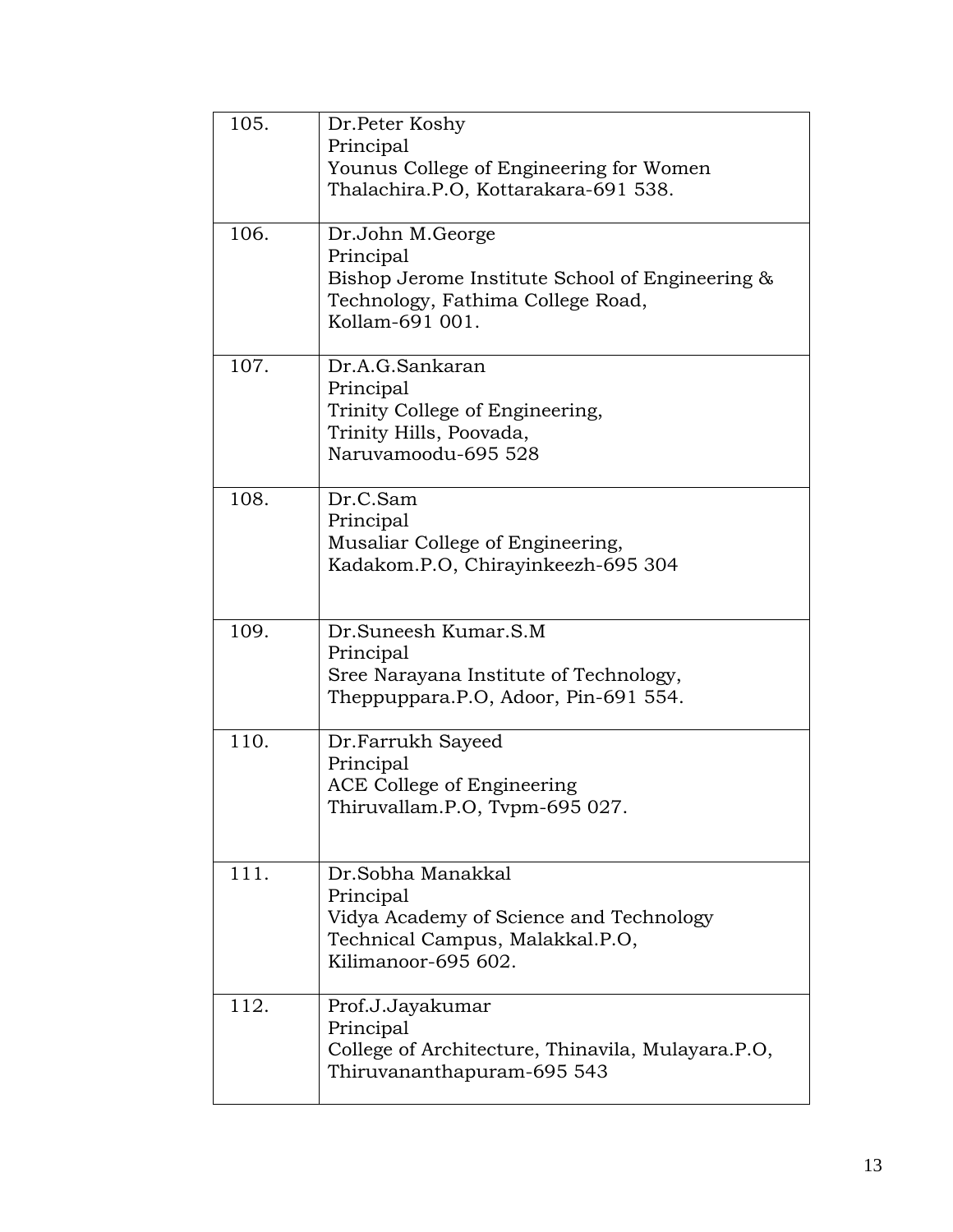| | |
|---|---|
| 105. | Dr.Peter Koshy<br>Principal<br>Younus College of Engineering for Women<br>Thalachira.P.O, Kottarakara-691 538. |
| 106. | Dr.John M.George<br>Principal<br>Bishop Jerome Institute School of Engineering & Technology, Fathima College Road,<br>Kollam-691 001. |
| 107. | Dr.A.G.Sankaran<br>Principal<br>Trinity College of Engineering,<br>Trinity Hills, Poovada,<br>Naruvamoodu-695 528 |
| 108. | Dr.C.Sam<br>Principal<br>Musaliar College of Engineering,<br>Kadakom.P.O, Chirayinkeezh-695 304 |
| 109. | Dr.Suneesh Kumar.S.M<br>Principal<br>Sree Narayana Institute of Technology,<br>Theppuppara.P.O, Adoor, Pin-691 554. |
| 110. | Dr.Farrukh Sayeed<br>Principal<br>ACE College of Engineering<br>Thiruvallam.P.O, Tvpm-695 027. |
| 111. | Dr.Sobha Manakkal<br>Principal<br>Vidya Academy of Science and Technology<br>Technical Campus, Malakkal.P.O,<br>Kilimanoor-695 602. |
| 112. | Prof.J.Jayakumar<br>Principal<br>College of Architecture, Thinavila, Mulayara.P.O,<br>Thiruvananthapuram-695 543 |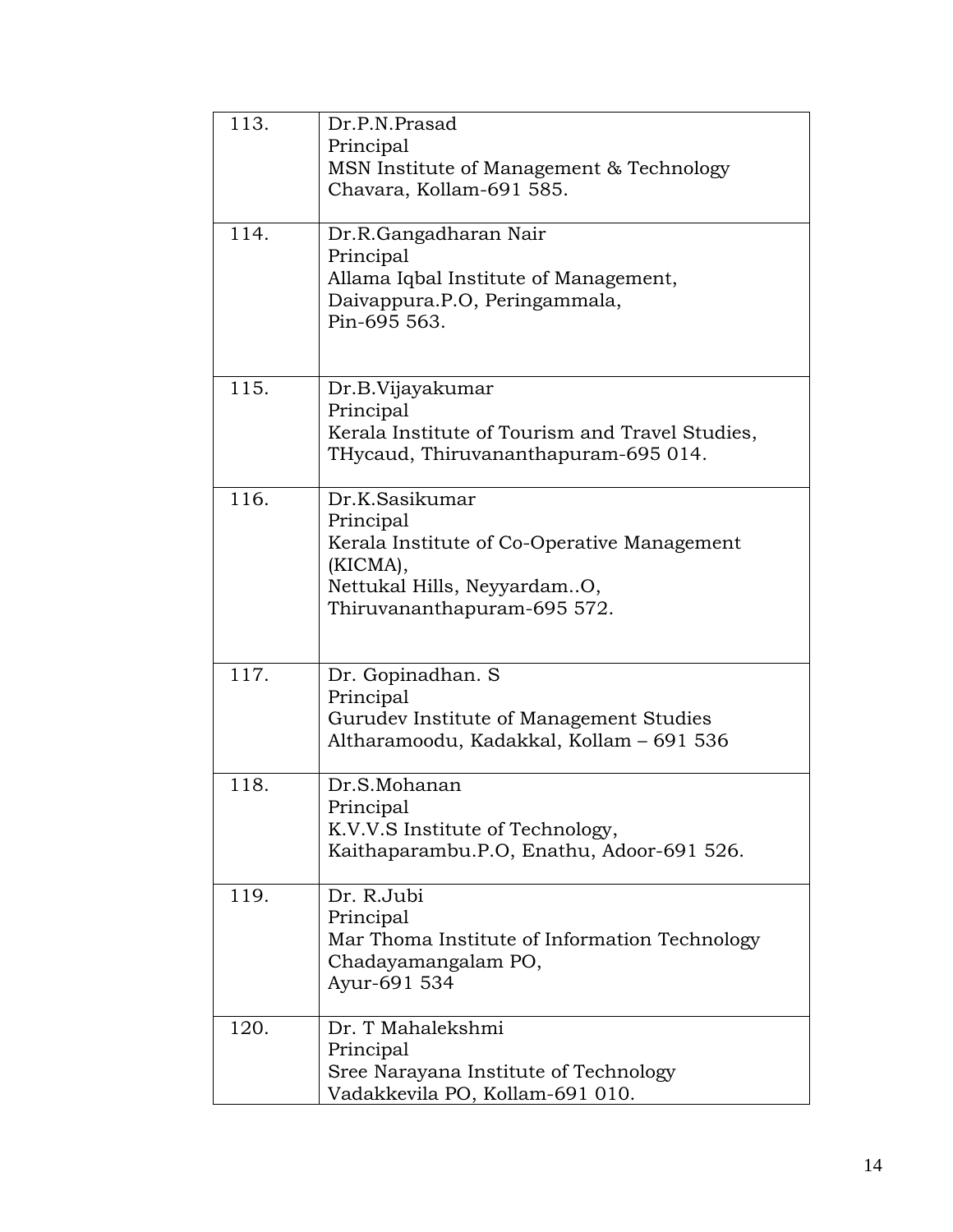| | |
|---|---|
| 113. | Dr.P.N.Prasad<br>Principal<br>MSN Institute of Management & Technology<br>Chavara, Kollam-691 585. |
| 114. | Dr.R.Gangadharan Nair<br>Principal<br>Allama Iqbal Institute of Management,<br>Daivappura.P.O, Peringammala,<br>Pin-695 563. |
| 115. | Dr.B.Vijayakumar<br>Principal<br>Kerala Institute of Tourism and Travel Studies,<br>THycaud, Thiruvananthapuram-695 014. |
| 116. | Dr.K.Sasikumar<br>Principal<br>Kerala Institute of Co-Operative Management (KICMA),<br>Nettukal Hills, Neyyardam..O,<br>Thiruvananthapuram-695 572. |
| 117. | Dr. Gopinadhan. S<br>Principal<br>Gurudev Institute of Management Studies<br>Altharamoodu, Kadakkal, Kollam – 691 536 |
| 118. | Dr.S.Mohanan<br>Principal<br>K.V.V.S Institute of Technology,<br>Kaithaparambu.P.O, Enathu, Adoor-691 526. |
| 119. | Dr. R.Jubi<br>Principal<br>Mar Thoma Institute of Information Technology<br>Chadayamangalam PO,<br>Ayur-691 534 |
| 120. | Dr. T Mahalekshmi<br>Principal<br>Sree Narayana Institute of Technology<br>Vadakkevila PO, Kollam-691 010. |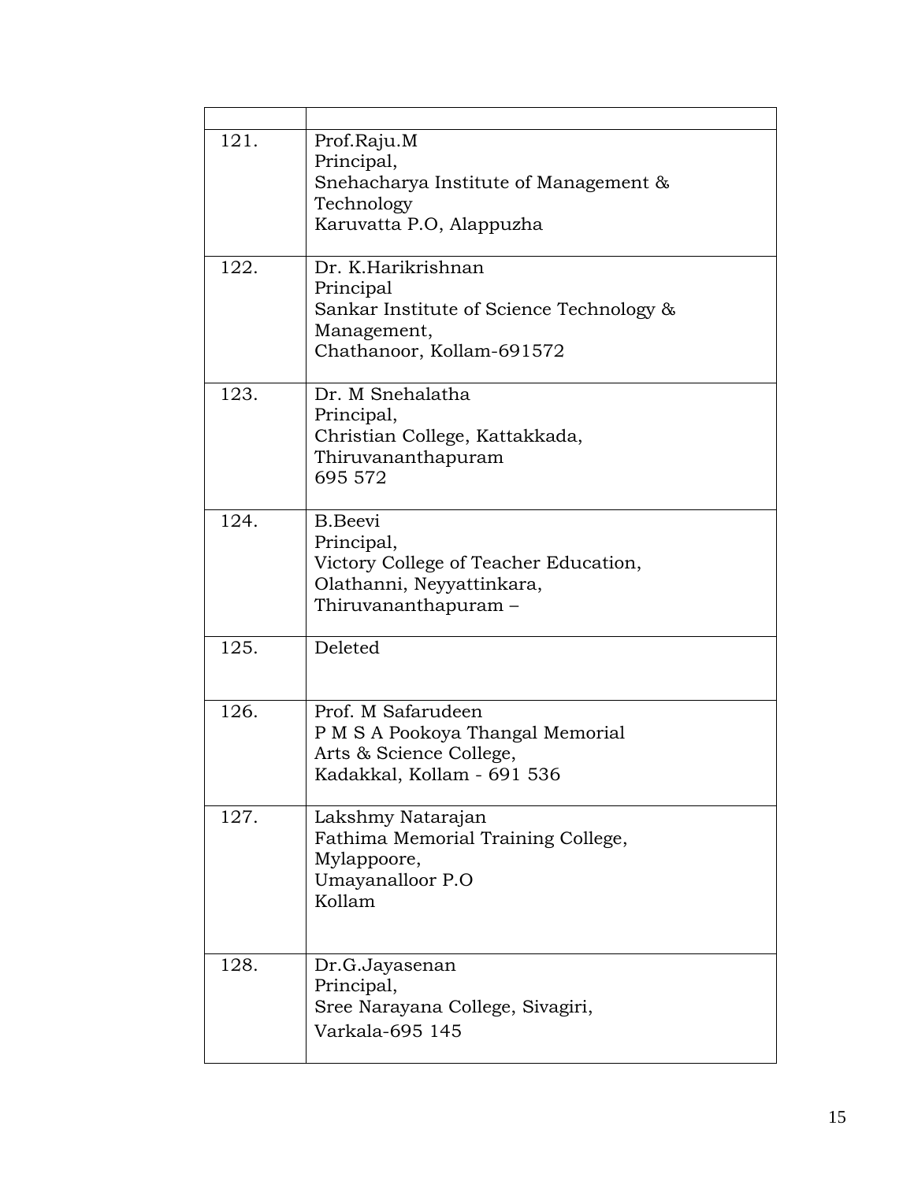| | |
|---|---|
| 121. | Prof.Raju.M<br>Principal,<br>Snehacharya Institute of Management & Technology<br>Karuvatta P.O, Alappuzha |
| 122. | Dr. K.Harikrishnan<br>Principal<br>Sankar Institute of Science Technology & Management,<br>Chathanoor, Kollam-691572 |
| 123. | Dr. M Snehalatha<br>Principal,<br>Christian College, Kattakkada,<br>Thiruvananthapuram<br>695 572 |
| 124. | B.Beevi<br>Principal,<br>Victory College of Teacher Education,<br>Olathanni, Neyyattinkara,<br>Thiruvananthapuram – |
| 125. | Deleted |
| 126. | Prof. M Safarudeen<br>P M S A Pookoya Thangal Memorial<br>Arts & Science College,<br>Kadakkal, Kollam - 691 536 |
| 127. | Lakshmy Natarajan<br>Fathima Memorial Training College,<br>Mylappoore,<br>Umayanalloor P.O<br>Kollam |
| 128. | Dr.G.Jayasenan<br>Principal,<br>Sree Narayana College, Sivagiri,<br>Varkala-695 145 |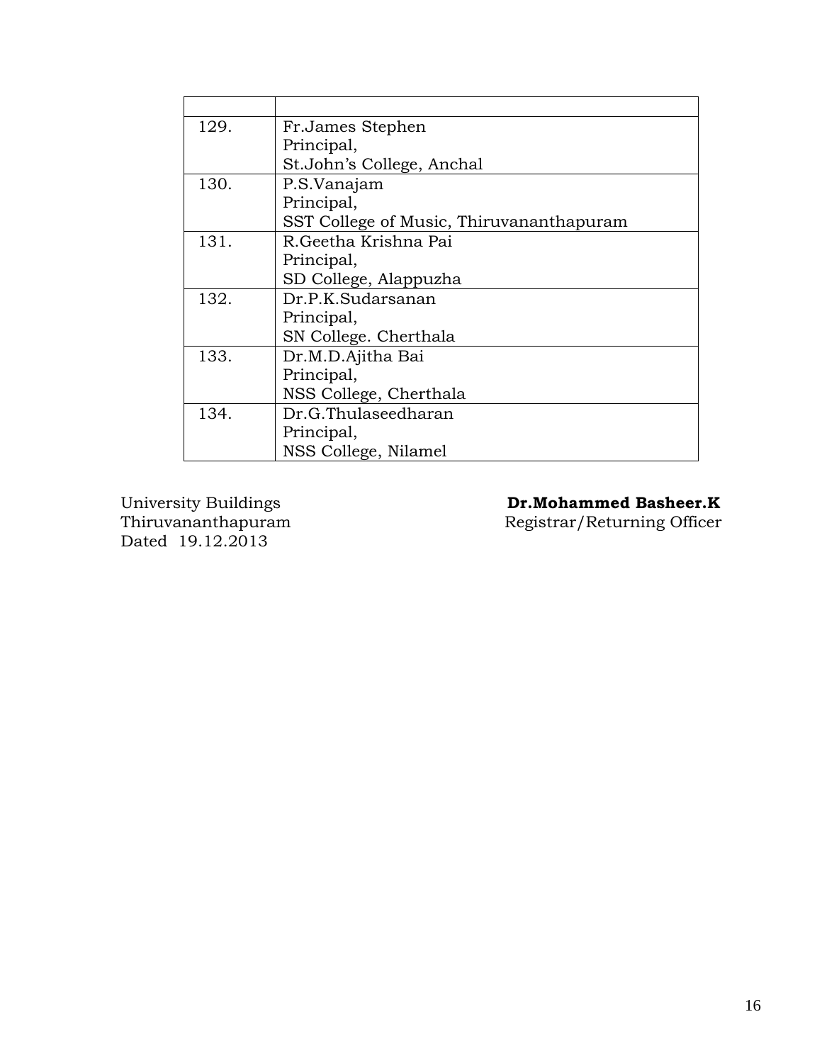| | |
|---|---|
| 129. | Fr.James Stephen<br>Principal,<br>St.John's College, Anchal |
| 130. | P.S.Vanajam<br>Principal,<br>SST College of Music, Thiruvananthapuram |
| 131. | R.Geetha Krishna Pai<br>Principal,<br>SD College, Alappuzha |
| 132. | Dr.P.K.Sudarsanan<br>Principal,<br>SN College. Cherthala |
| 133. | Dr.M.D.Ajitha Bai<br>Principal,<br>NSS College, Cherthala |
| 134. | Dr.G.Thulaseedharan<br>Principal,<br>NSS College, Nilamel |

University Buildings
Thiruvananthapuram
Dated 19.12.2013

**Dr.Mohammed Basheer.K**
Registrar/Returning Officer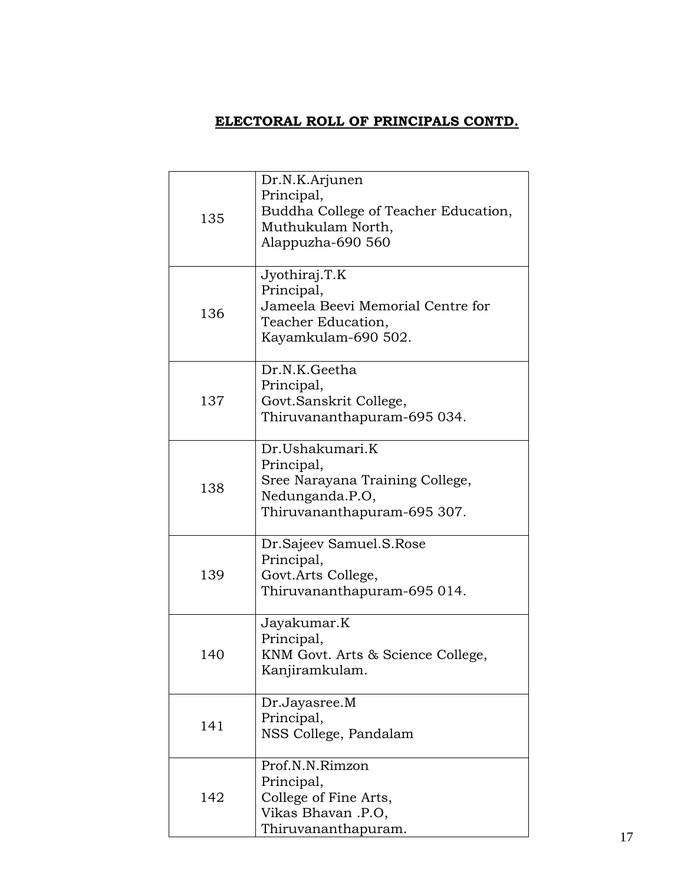## ELECTORAL ROLL OF PRINCIPALS CONTD.

| | |
|---|---|
| 135 | Dr.N.K.Arjunen<br>Principal,<br>Buddha College of Teacher Education,<br>Muthukulam North,<br>Alappuzha-690 560 |
| 136 | Jyothiraj.T.K<br>Principal,<br>Jameela Beevi Memorial Centre for Teacher Education,<br>Kayamkulam-690 502. |
| 137 | Dr.N.K.Geetha<br>Principal,<br>Govt.Sanskrit College,<br>Thiruvananthapuram-695 034. |
| 138 | Dr.Ushakumari.K<br>Principal,<br>Sree Narayana Training College,<br>Nedunganda.P.O,<br>Thiruvananthapuram-695 307. |
| 139 | Dr.Sajeev Samuel.S.Rose<br>Principal,<br>Govt.Arts College,<br>Thiruvananthapuram-695 014. |
| 140 | Jayakumar.K<br>Principal,<br>KNM Govt. Arts & Science College,<br>Kanjiramkulam. |
| 141 | Dr.Jayasree.M<br>Principal,<br>NSS College, Pandalam |
| 142 | Prof.N.N.Rimzon<br>Principal,<br>College of Fine Arts,<br>Vikas Bhavan .P.O,<br>Thiruvananthapuram. |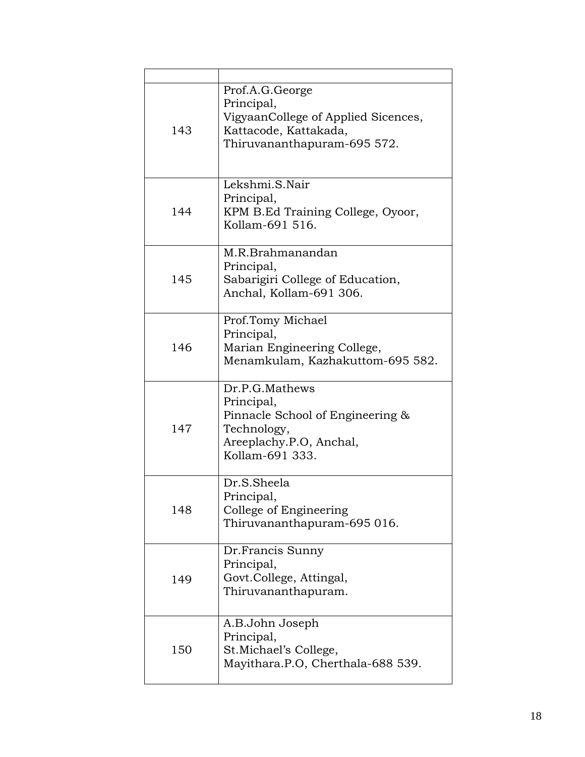| | |
|---|---|
| 143 | Prof.A.G.George<br>Principal,<br>VigyaanCollege of Applied Sicences,<br>Kattacode, Kattakada,<br>Thiruvananthapuram-695 572. |
| 144 | Lekshmi.S.Nair<br>Principal,<br>KPM B.Ed Training College, Oyoor,<br>Kollam-691 516. |
| 145 | M.R.Brahmanandan<br>Principal,<br>Sabarigiri College of Education,<br>Anchal, Kollam-691 306. |
| 146 | Prof.Tomy Michael<br>Principal,<br>Marian Engineering College,<br>Menamkulam, Kazhakuttom-695 582. |
| 147 | Dr.P.G.Mathews<br>Principal,<br>Pinnacle School of Engineering &<br>Technology,<br>Areeplachy.P.O, Anchal,<br>Kollam-691 333. |
| 148 | Dr.S.Sheela<br>Principal,<br>College of Engineering<br>Thiruvananthapuram-695 016. |
| 149 | Dr.Francis Sunny<br>Principal,<br>Govt.College, Attingal,<br>Thiruvananthapuram. |
| 150 | A.B.John Joseph<br>Principal,<br>St.Michael's College,<br>Mayithara.P.O, Cherthala-688 539. |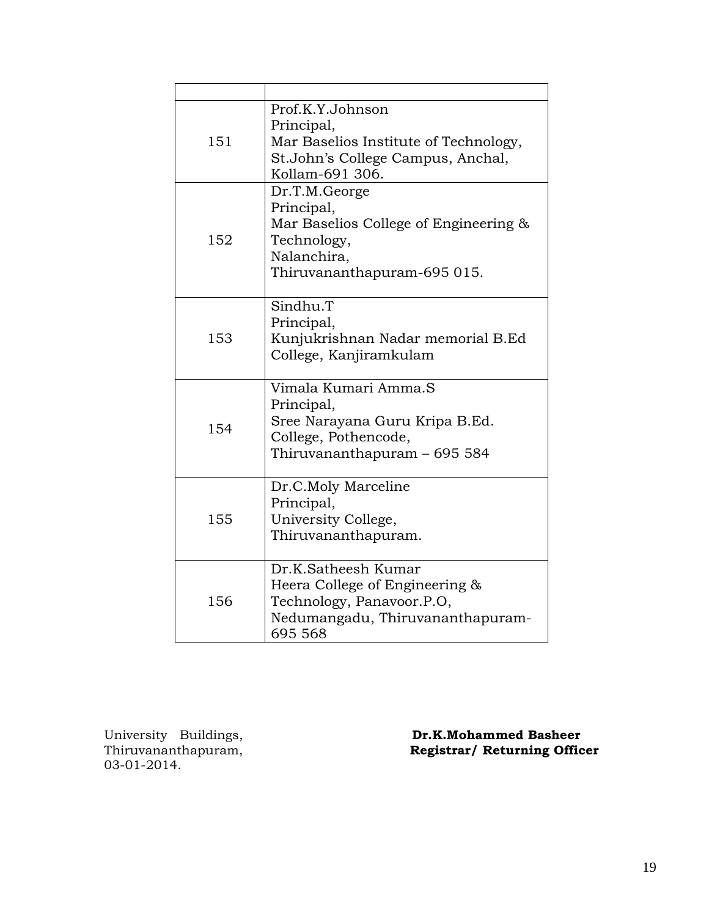| | |
|---|---|
| 151 | Prof.K.Y.Johnson<br>Principal,<br>Mar Baselios Institute of Technology,<br>St.John's College Campus, Anchal,<br>Kollam-691 306. |
| 152 | Dr.T.M.George<br>Principal,<br>Mar Baselios College of Engineering &<br>Technology,<br>Nalanchira,<br>Thiruvananthapuram-695 015. |
| 153 | Sindhu.T<br>Principal,<br>Kunjukrishnan Nadar memorial B.Ed<br>College, Kanjiramkulam |
| 154 | Vimala Kumari Amma.S<br>Principal,<br>Sree Narayana Guru Kripa B.Ed.<br>College, Pothencode,<br>Thiruvananthapuram – 695 584 |
| 155 | Dr.C.Moly Marceline<br>Principal,<br>University College,<br>Thiruvananthapuram. |
| 156 | Dr.K.Satheesh Kumar<br>Heera College of Engineering &<br>Technology, Panavoor.P.O,<br>Nedumangadu, Thiruvananthapuram-<br>695 568 |

University Buildings,
Thiruvananthapuram,
03-01-2014.

**Dr.K.Mohammed Basheer**
**Registrar/ Returning Officer**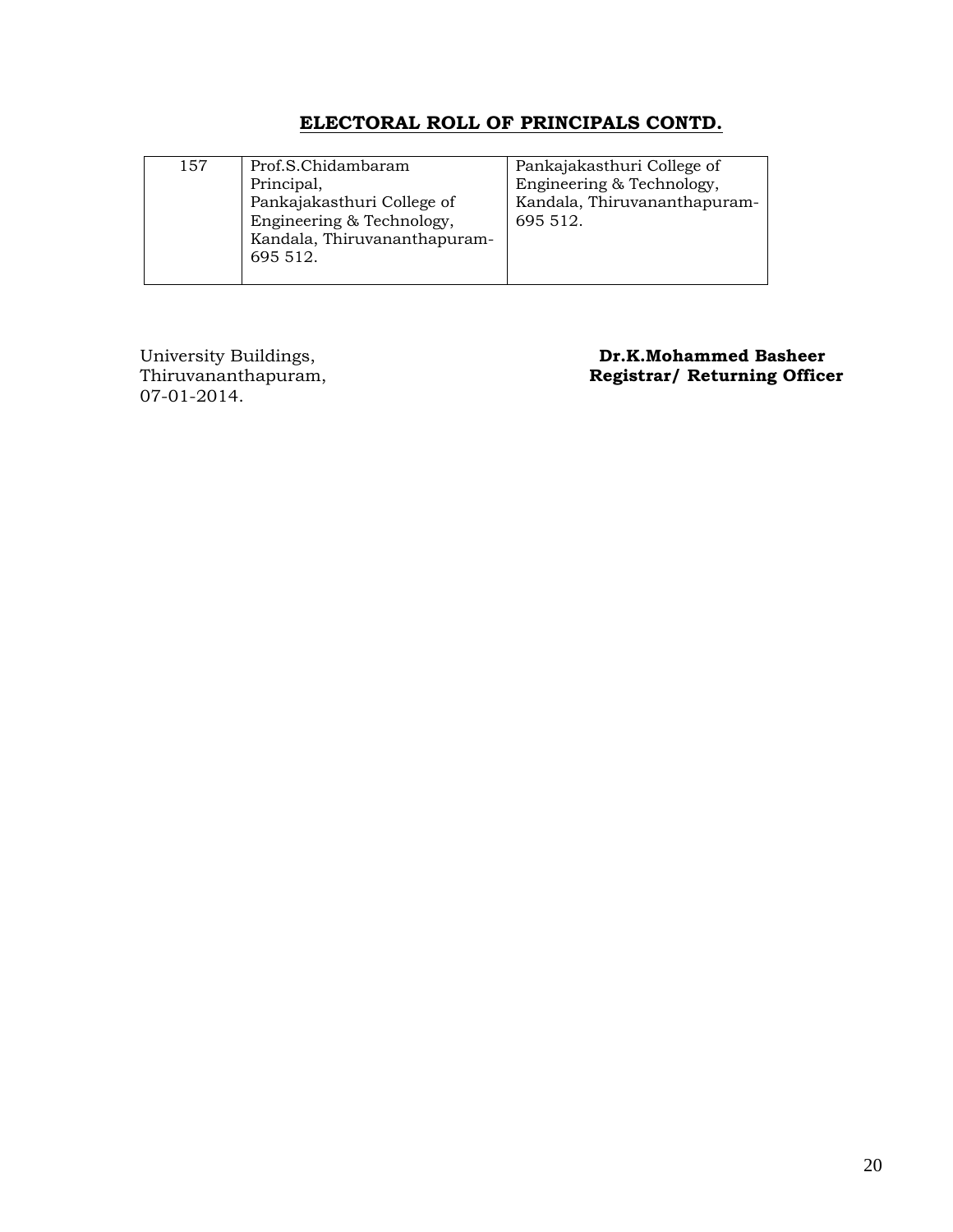## ELECTORAL ROLL OF PRINCIPALS CONTD.

| | | |
|---|---|---|
| 157 | Prof.S.Chidambaram<br>Principal,<br>Pankajakasthuri College of Engineering & Technology,<br>Kandala, Thiruvananthapuram-695 512. | Pankajakasthuri College of Engineering & Technology,<br>Kandala, Thiruvananthapuram-695 512. |

University Buildings,
Thiruvananthapuram,
07-01-2014.

**Dr.K.Mohammed Basheer**
**Registrar/ Returning Officer**